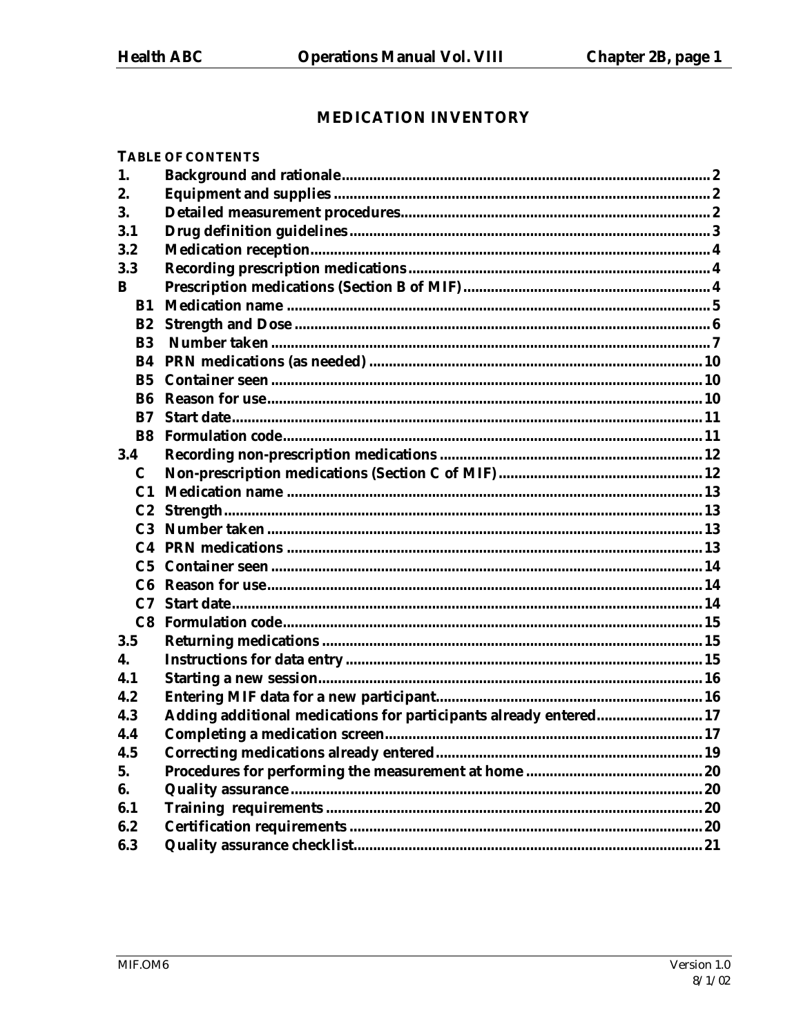# MEDICATION INVENTORY

**TABLE OF CONTENTS**

| | | |
|---|---|---|
| **1.** | **Background and rationale** | **2** |
| **2.** | **Equipment and supplies** | **2** |
| **3.** | **Detailed measurement procedures** | **2** |
| **3.1** | **Drug definition guidelines** | **3** |
| **3.2** | **Medication reception** | **4** |
| **3.3** | **Recording prescription medications** | **4** |
| **B** | **Prescription medications (Section B of MIF)** | **4** |
| **B1** | **Medication name** | **5** |
| **B2** | **Strength and Dose** | **6** |
| **B3** | **Number taken** | **7** |
| **B4** | **PRN medications (as needed)** | **10** |
| **B5** | **Container seen** | **10** |
| **B6** | **Reason for use** | **10** |
| **B7** | **Start date** | **11** |
| **B8** | **Formulation code** | **11** |
| **3.4** | **Recording non-prescription medications** | **12** |
| **C** | **Non-prescription medications (Section C of MIF)** | **12** |
| **C1** | **Medication name** | **13** |
| **C2** | **Strength** | **13** |
| **C3** | **Number taken** | **13** |
| **C4** | **PRN medications** | **13** |
| **C5** | **Container seen** | **14** |
| **C6** | **Reason for use** | **14** |
| **C7** | **Start date** | **14** |
| **C8** | **Formulation code** | **15** |
| **3.5** | **Returning medications** | **15** |
| **4.** | **Instructions for data entry** | **15** |
| **4.1** | **Starting a new session** | **16** |
| **4.2** | **Entering MIF data for a new participant** | **16** |
| **4.3** | **Adding additional medications for participants already entered** | **17** |
| **4.4** | **Completing a medication screen** | **17** |
| **4.5** | **Correcting medications already entered** | **19** |
| **5.** | **Procedures for performing the measurement at home** | **20** |
| **6.** | **Quality assurance** | **20** |
| **6.1** | **Training requirements** | **20** |
| **6.2** | **Certification requirements** | **20** |
| **6.3** | **Quality assurance checklist** | **21** |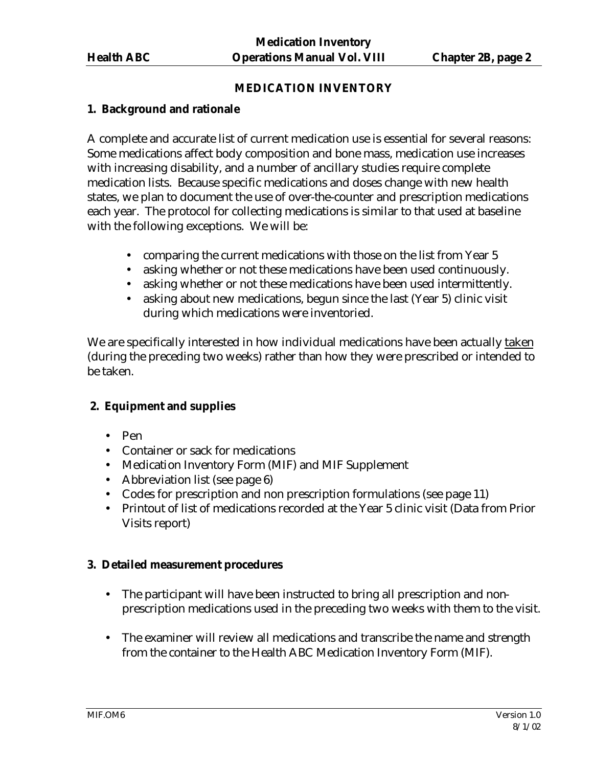# MEDICATION INVENTORY

## 1. Background and rationale

A complete and accurate list of current medication use is essential for several reasons: Some medications affect body composition and bone mass, medication use increases with increasing disability, and a number of ancillary studies require complete medication lists. Because specific medications and doses change with new health states, we plan to document the use of over-the-counter and prescription medications each year. The protocol for collecting medications is similar to that used at baseline with the following exceptions. We will be:

- comparing the current medications with those on the list from Year 5
- asking whether or not these medications have been used continuously.
- asking whether or not these medications have been used intermittently.
- asking about new medications, begun since the last (Year 5) clinic visit during which medications were inventoried.

We are specifically interested in how individual medications have been actually taken (during the preceding two weeks) rather than how they were prescribed or intended to be taken.

## 2. Equipment and supplies

- Pen
- Container or sack for medications
- Medication Inventory Form (MIF) and MIF Supplement
- Abbreviation list (see page 6)
- Codes for prescription and non prescription formulations (see page 11)
- Printout of list of medications recorded at the Year 5 clinic visit (Data from Prior Visits report)

## 3. Detailed measurement procedures

- The participant will have been instructed to bring all prescription and non-prescription medications used in the preceding two weeks with them to the visit.
- The examiner will review all medications and transcribe the name and strength from the container to the Health ABC Medication Inventory Form (MIF).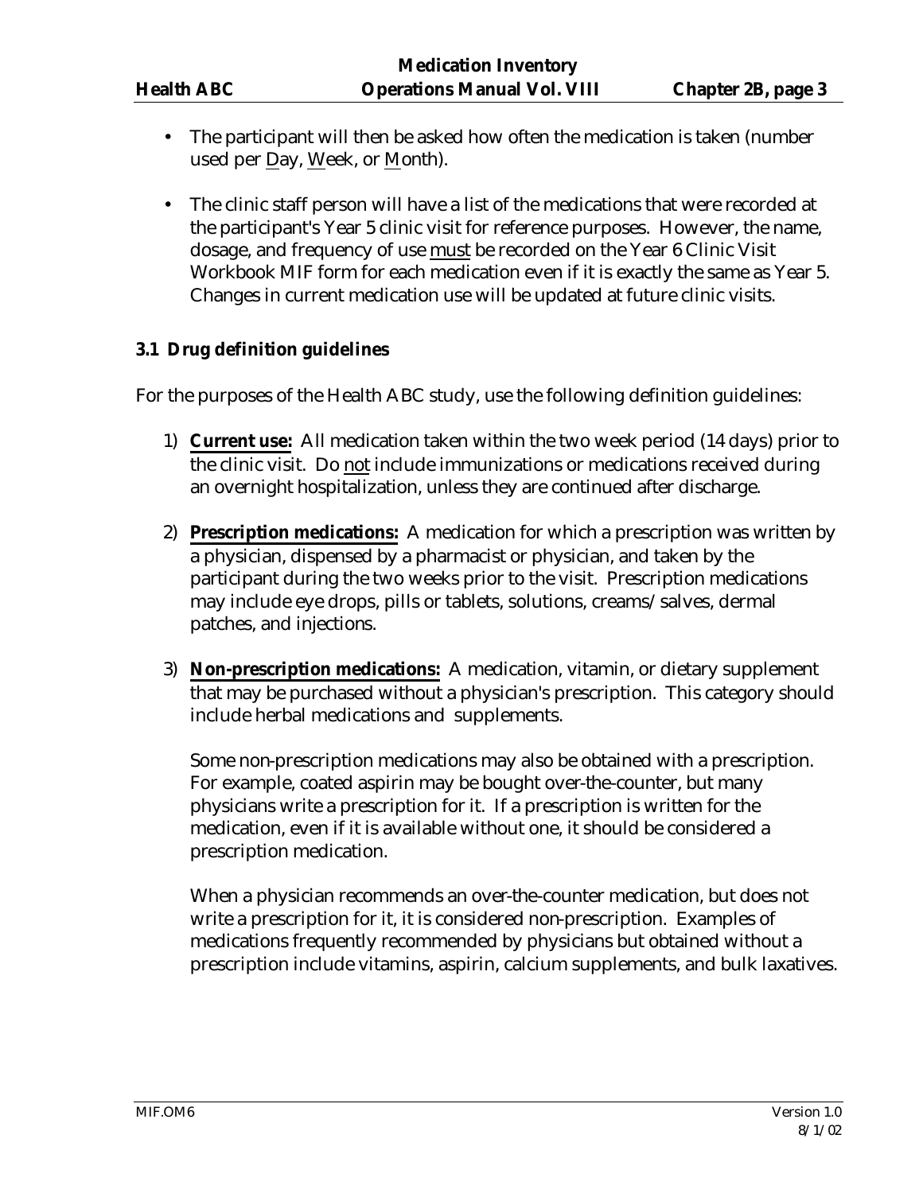- The participant will then be asked how often the medication is taken (number used per Day, Week, or Month).

- The clinic staff person will have a list of the medications that were recorded at the participant's Year 5 clinic visit for reference purposes. However, the name, dosage, and frequency of use must be recorded on the Year 6 Clinic Visit Workbook MIF form for each medication even if it is exactly the same as Year 5. Changes in current medication use will be updated at future clinic visits.

### 3.1 Drug definition guidelines

For the purposes of the Health ABC study, use the following definition guidelines:

1) **Current use:** All medication taken within the two week period (14 days) prior to the clinic visit. Do not include immunizations or medications received during an overnight hospitalization, unless they are continued after discharge.

2) **Prescription medications:** A medication for which a prescription was written by a physician, dispensed by a pharmacist or physician, and taken by the participant during the two weeks prior to the visit. Prescription medications may include eye drops, pills or tablets, solutions, creams/salves, dermal patches, and injections.

3) **Non-prescription medications:** A medication, vitamin, or dietary supplement that may be purchased without a physician's prescription. This category should include herbal medications and supplements.

   Some non-prescription medications may also be obtained with a prescription. For example, coated aspirin may be bought over-the-counter, but many physicians write a prescription for it. If a prescription is written for the medication, even if it is available without one, it should be considered a prescription medication.

   When a physician recommends an over-the-counter medication, but does not write a prescription for it, it is considered non-prescription. Examples of medications frequently recommended by physicians but obtained without a prescription include vitamins, aspirin, calcium supplements, and bulk laxatives.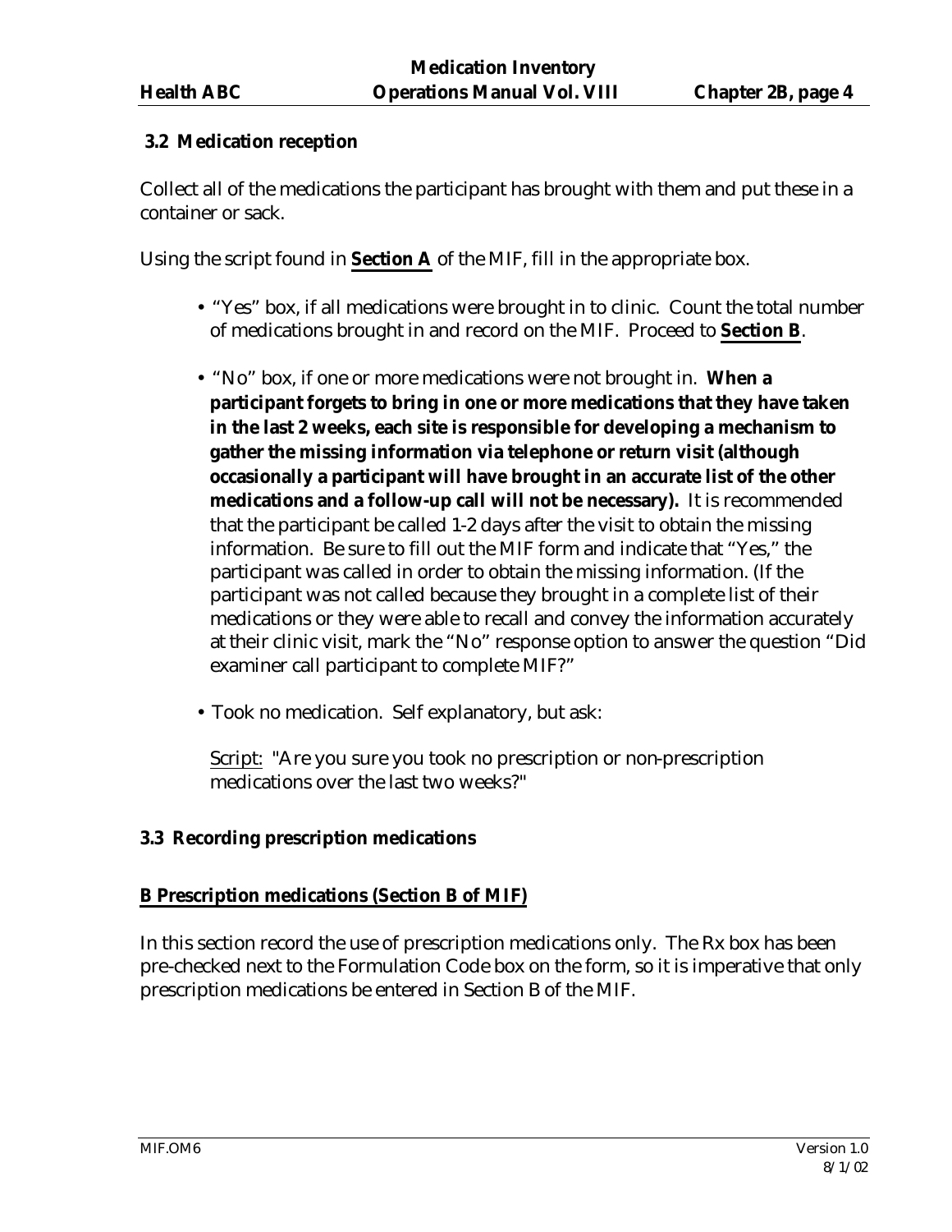### 3.2 Medication reception

Collect all of the medications the participant has brought with them and put these in a container or sack.

Using the script found in **Section A** of the MIF, fill in the appropriate box.

- "Yes" box, if all medications were brought in to clinic. Count the total number of medications brought in and record on the MIF. Proceed to **Section B**.
- "No" box, if one or more medications were not brought in. **When a participant forgets to bring in one or more medications that they have taken in the last 2 weeks, each site is responsible for developing a mechanism to gather the missing information via telephone or return visit (although occasionally a participant will have brought in an accurate list of the other medications and a follow-up call will not be necessary).** It is recommended that the participant be called 1-2 days after the visit to obtain the missing information. Be sure to fill out the MIF form and indicate that "Yes," the participant was called in order to obtain the missing information. (If the participant was not called because they brought in a complete list of their medications or they were able to recall and convey the information accurately at their clinic visit, mark the "No" response option to answer the question "Did examiner call participant to complete MIF?"
- Took no medication. Self explanatory, but ask:

  Script: "Are you sure you took no prescription or non-prescription medications over the last two weeks?"

### 3.3 Recording prescription medications

**B Prescription medications (Section B of MIF)**

In this section record the use of prescription medications only. The Rx box has been pre-checked next to the Formulation Code box on the form, so it is imperative that only prescription medications be entered in Section B of the MIF.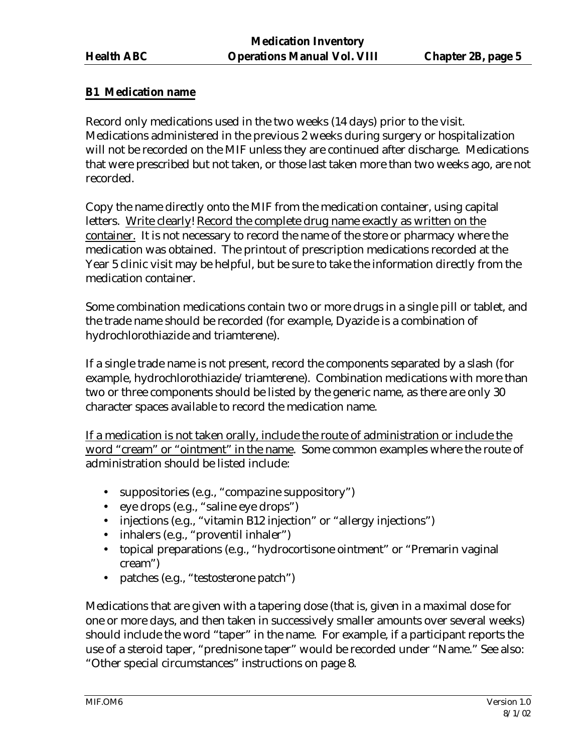## B1 Medication name

Record only medications used in the two weeks (14 days) prior to the visit. Medications administered in the previous 2 weeks during surgery or hospitalization will not be recorded on the MIF unless they are continued after discharge. Medications that were prescribed but not taken, or those last taken more than two weeks ago, are not recorded.

Copy the name directly onto the MIF from the medication container, using capital letters. Write clearly! Record the complete drug name exactly as written on the container. It is not necessary to record the name of the store or pharmacy where the medication was obtained. The printout of prescription medications recorded at the Year 5 clinic visit may be helpful, but be sure to take the information directly from the medication container.

Some combination medications contain two or more drugs in a single pill or tablet, and the trade name should be recorded (for example, Dyazide is a combination of hydrochlorothiazide and triamterene).

If a single trade name is not present, record the components separated by a slash (for example, hydrochlorothiazide/triamterene). Combination medications with more than two or three components should be listed by the generic name, as there are only 30 character spaces available to record the medication name.

If a medication is not taken orally, include the route of administration or include the word "cream" or "ointment" in the name. Some common examples where the route of administration should be listed include:

- suppositories (e.g., "compazine suppository")
- eye drops (e.g., "saline eye drops")
- injections (e.g., "vitamin B12 injection" or "allergy injections")
- inhalers (e.g., "proventil inhaler")
- topical preparations (e.g., "hydrocortisone ointment" or "Premarin vaginal cream")
- patches (e.g., "testosterone patch")

Medications that are given with a tapering dose (that is, given in a maximal dose for one or more days, and then taken in successively smaller amounts over several weeks) should include the word "taper" in the name. For example, if a participant reports the use of a steroid taper, "prednisone taper" would be recorded under "Name." See also: "Other special circumstances" instructions on page 8.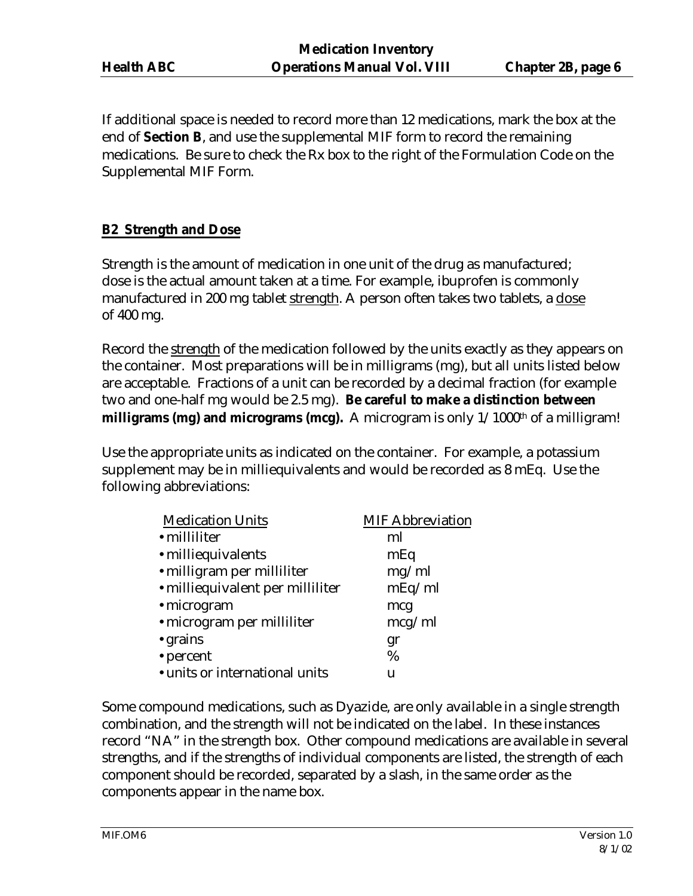If additional space is needed to record more than 12 medications, mark the box at the end of **Section B**, and use the supplemental MIF form to record the remaining medications. Be sure to check the Rx box to the right of the Formulation Code on the Supplemental MIF Form.

## B2 Strength and Dose

Strength is the amount of medication in one unit of the drug as manufactured; dose is the actual amount taken at a time. For example, ibuprofen is commonly manufactured in 200 mg tablet strength. A person often takes two tablets, a dose of 400 mg.

Record the strength of the medication followed by the units exactly as they appears on the container. Most preparations will be in milligrams (mg), but all units listed below are acceptable. Fractions of a unit can be recorded by a decimal fraction (for example two and one-half mg would be 2.5 mg). **Be careful to make a distinction between milligrams (mg) and micrograms (mcg).** A microgram is only 1/1000th of a milligram!

Use the appropriate units as indicated on the container. For example, a potassium supplement may be in milliequivalents and would be recorded as 8 mEq. Use the following abbreviations:

| Medication Units | MIF Abbreviation |
|---|---|
| • milliliter | ml |
| • milliequivalents | mEq |
| • milligram per milliliter | mg/ml |
| • milliequivalent per milliliter | mEq/ml |
| • microgram | mcg |
| • microgram per milliliter | mcg/ml |
| • grains | gr |
| • percent | % |
| • units or international units | u |

Some compound medications, such as Dyazide, are only available in a single strength combination, and the strength will not be indicated on the label. In these instances record "NA" in the strength box. Other compound medications are available in several strengths, and if the strengths of individual components are listed, the strength of each component should be recorded, separated by a slash, in the same order as the components appear in the name box.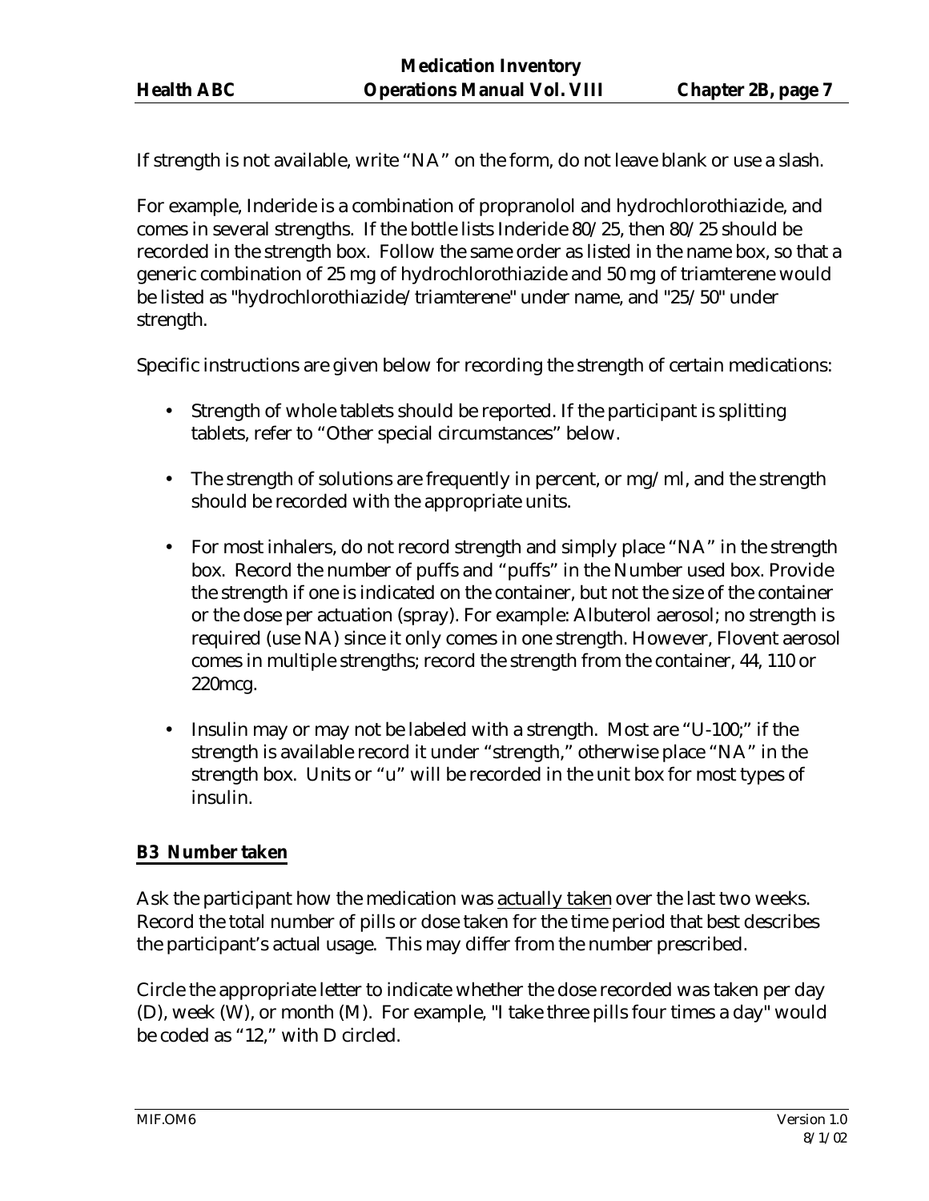If strength is not available, write “NA” on the form, do not leave blank or use a slash.

For example, Inderide is a combination of propranolol and hydrochlorothiazide, and comes in several strengths. If the bottle lists Inderide 80/25, then 80/25 should be recorded in the strength box. Follow the same order as listed in the name box, so that a generic combination of 25 mg of hydrochlorothiazide and 50 mg of triamterene would be listed as "hydrochlorothiazide/triamterene" under name, and "25/50" under strength.

Specific instructions are given below for recording the strength of certain medications:

- Strength of whole tablets should be reported. If the participant is splitting tablets, refer to “Other special circumstances” below.
- The strength of solutions are frequently in percent, or mg/ml, and the strength should be recorded with the appropriate units.
- For most inhalers, do not record strength and simply place “NA” in the strength box. Record the number of puffs and “puffs” in the Number used box. Provide the strength if one is indicated on the container, but not the size of the container or the dose per actuation (spray). For example: Albuterol aerosol; no strength is required (use NA) since it only comes in one strength. However, Flovent aerosol comes in multiple strengths; record the strength from the container, 44, 110 or 220mcg.
- Insulin may or may not be labeled with a strength. Most are “U-100;” if the strength is available record it under “strength,” otherwise place “NA” in the strength box. Units or “u” will be recorded in the unit box for most types of insulin.

## B3 Number taken

Ask the participant how the medication was <u>actually taken</u> over the last two weeks. Record the total number of pills or dose taken for the time period that best describes the participant’s actual usage. This may differ from the number prescribed.

Circle the appropriate letter to indicate whether the dose recorded was taken per day (D), week (W), or month (M). For example, "I take three pills four times a day" would be coded as “12,” with D circled.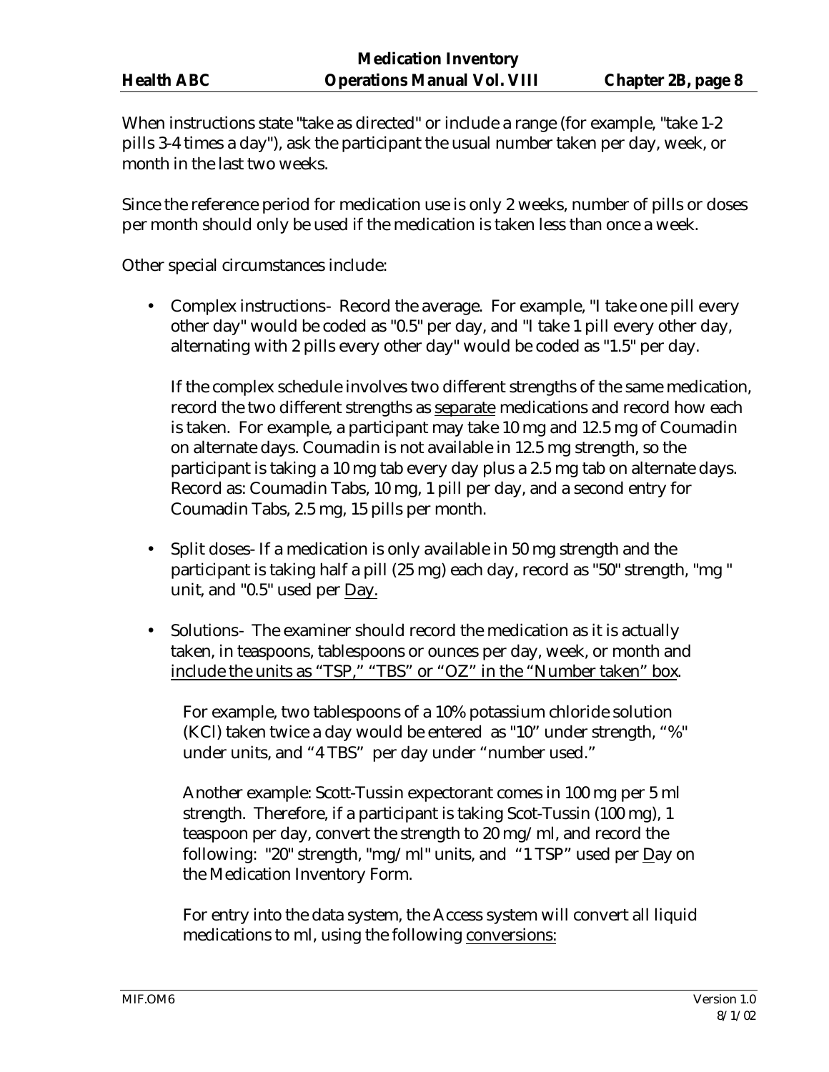When instructions state "take as directed" or include a range (for example, "take 1-2 pills 3-4 times a day"), ask the participant the usual number taken per day, week, or month in the last two weeks.

Since the reference period for medication use is only 2 weeks, number of pills or doses per month should only be used if the medication is taken less than once a week.

Other special circumstances include:

- Complex instructions- Record the average. For example, "I take one pill every other day" would be coded as "0.5" per day, and "I take 1 pill every other day, alternating with 2 pills every other day" would be coded as "1.5" per day.

  If the complex schedule involves two different strengths of the same medication, record the two different strengths as <u>separate</u> medications and record how each is taken. For example, a participant may take 10 mg and 12.5 mg of Coumadin on alternate days. Coumadin is not available in 12.5 mg strength, so the participant is taking a 10 mg tab every day plus a 2.5 mg tab on alternate days. Record as: Coumadin Tabs, 10 mg, 1 pill per day, and a second entry for Coumadin Tabs, 2.5 mg, 15 pills per month.

- Split doses- If a medication is only available in 50 mg strength and the participant is taking half a pill (25 mg) each day, record as "50" strength, "mg " unit, and "0.5" used per <u>Day.</u>

- Solutions- The examiner should record the medication as it is actually taken, in teaspoons, tablespoons or ounces per day, week, or month and <u>include the units as "TSP," "TBS" or "OZ" in the "Number taken" box</u>.

  For example, two tablespoons of a 10% potassium chloride solution (KCl) taken twice a day would be entered as "10" under strength, "%" under units, and "4 TBS" per day under "number used."

  Another example: Scott-Tussin expectorant comes in 100 mg per 5 ml strength. Therefore, if a participant is taking Scot-Tussin (100 mg), 1 teaspoon per day, convert the strength to 20 mg/ml, and record the following: "20" strength, "mg/ml" units, and "1 TSP" used per <u>D</u>ay on the Medication Inventory Form.

  For entry into the data system, the Access system will convert all liquid medications to ml, using the following <u>conversions:</u>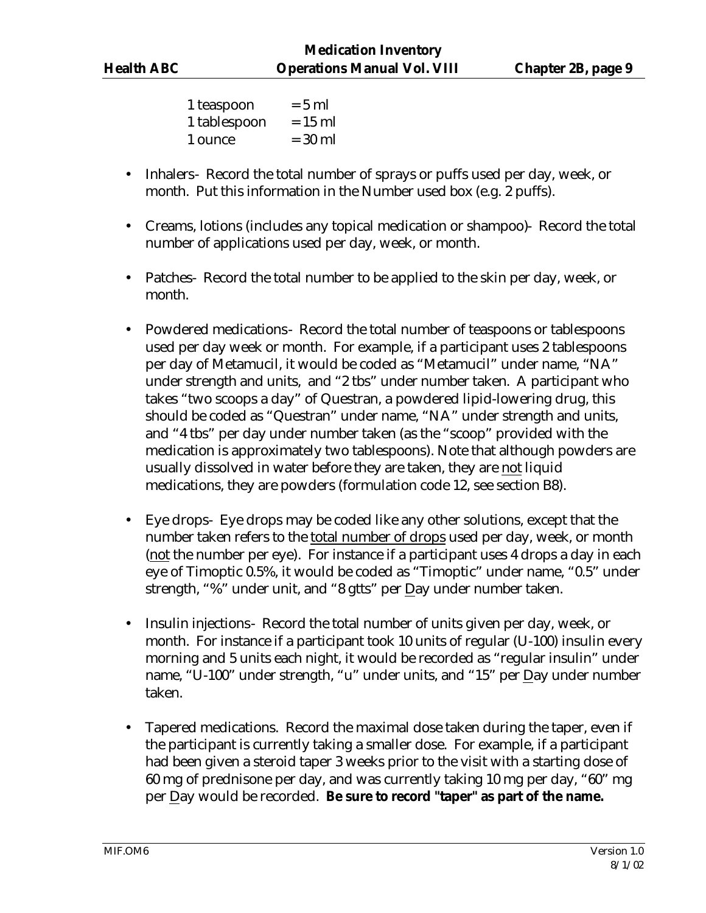| | |
|---|---|
| 1 teaspoon | = 5 ml |
| 1 tablespoon | = 15 ml |
| 1 ounce | = 30 ml |

- Inhalers- Record the total number of sprays or puffs used per day, week, or month. Put this information in the Number used box (e.g. 2 puffs).

- Creams, lotions (includes any topical medication or shampoo)- Record the total number of applications used per day, week, or month.

- Patches- Record the total number to be applied to the skin per day, week, or month.

- Powdered medications- Record the total number of teaspoons or tablespoons used per day week or month. For example, if a participant uses 2 tablespoons per day of Metamucil, it would be coded as "Metamucil" under name, "NA" under strength and units, and "2 tbs" under number taken. A participant who takes "two scoops a day" of Questran, a powdered lipid-lowering drug, this should be coded as "Questran" under name, "NA" under strength and units, and "4 tbs" per day under number taken (as the "scoop" provided with the medication is approximately two tablespoons). Note that although powders are usually dissolved in water before they are taken, they are <u>not</u> liquid medications, they are powders (formulation code 12, see section B8).

- Eye drops- Eye drops may be coded like any other solutions, except that the number taken refers to the <u>total number of drops</u> used per day, week, or month (<u>not</u> the number per eye). For instance if a participant uses 4 drops a day in each eye of Timoptic 0.5%, it would be coded as "Timoptic" under name, "0.5" under strength, "%" under unit, and "8 gtts" per <u>D</u>ay under number taken.

- Insulin injections- Record the total number of units given per day, week, or month. For instance if a participant took 10 units of regular (U-100) insulin every morning and 5 units each night, it would be recorded as "regular insulin" under name, "U-100" under strength, "u" under units, and "15" per <u>D</u>ay under number taken.

- Tapered medications. Record the maximal dose taken during the taper, even if the participant is currently taking a smaller dose. For example, if a participant had been given a steroid taper 3 weeks prior to the visit with a starting dose of 60 mg of prednisone per day, and was currently taking 10 mg per day, "60" mg per <u>D</u>ay would be recorded. **Be sure to record "taper" as part of the name.**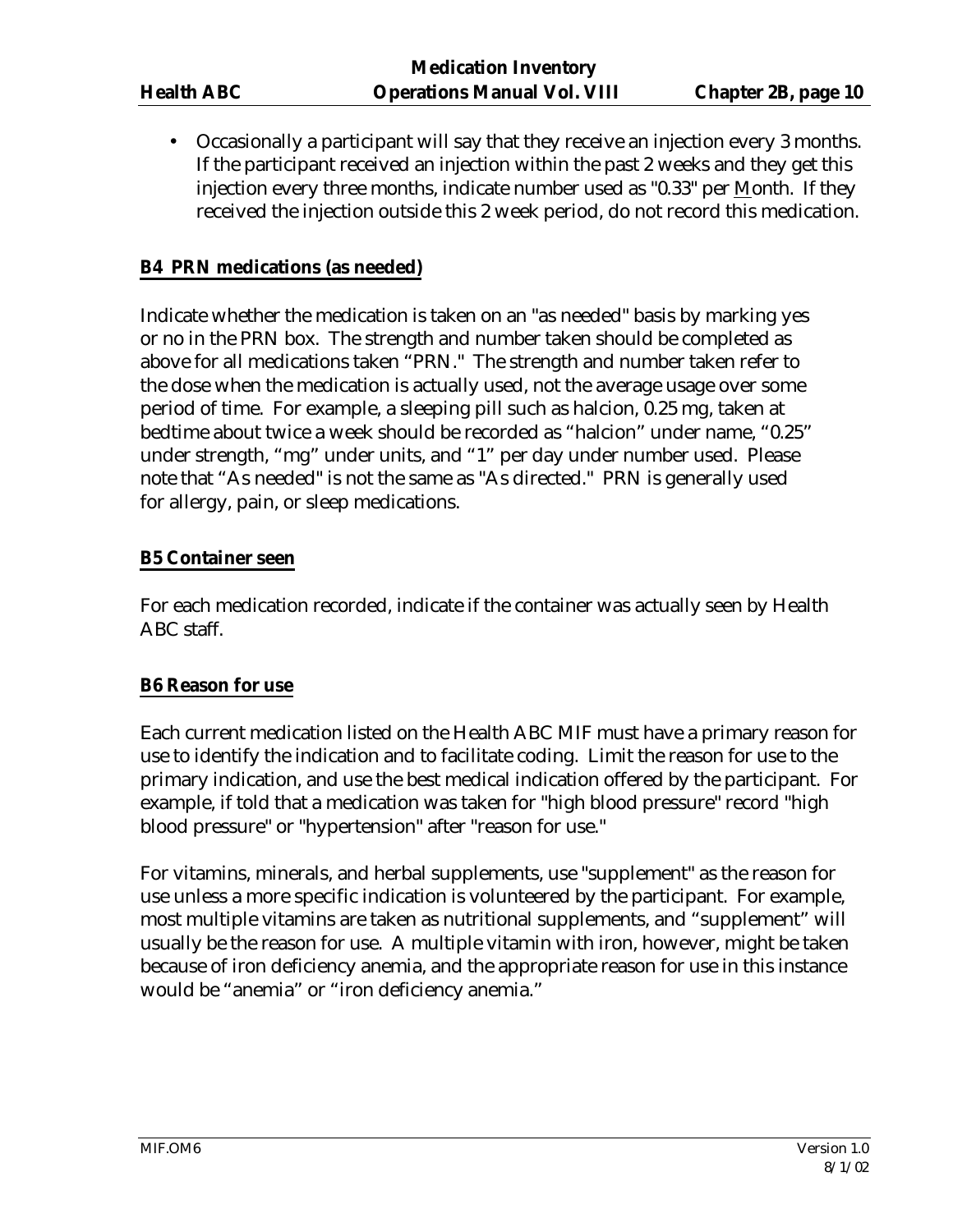- Occasionally a participant will say that they receive an injection every 3 months. If the participant received an injection within the past 2 weeks and they get this injection every three months, indicate number used as "0.33" per Month. If they received the injection outside this 2 week period, do not record this medication.

## B4 PRN medications (as needed)

Indicate whether the medication is taken on an "as needed" basis by marking yes or no in the PRN box. The strength and number taken should be completed as above for all medications taken "PRN." The strength and number taken refer to the dose when the medication is actually used, not the average usage over some period of time. For example, a sleeping pill such as halcion, 0.25 mg, taken at bedtime about twice a week should be recorded as "halcion" under name, "0.25" under strength, "mg" under units, and "1" per day under number used. Please note that "As needed" is not the same as "As directed." PRN is generally used for allergy, pain, or sleep medications.

## B5 Container seen

For each medication recorded, indicate if the container was actually seen by Health ABC staff.

## B6 Reason for use

Each current medication listed on the Health ABC MIF must have a primary reason for use to identify the indication and to facilitate coding. Limit the reason for use to the primary indication, and use the best medical indication offered by the participant. For example, if told that a medication was taken for "high blood pressure" record "high blood pressure" or "hypertension" after "reason for use."

For vitamins, minerals, and herbal supplements, use "supplement" as the reason for use unless a more specific indication is volunteered by the participant. For example, most multiple vitamins are taken as nutritional supplements, and "supplement" will usually be the reason for use. A multiple vitamin with iron, however, might be taken because of iron deficiency anemia, and the appropriate reason for use in this instance would be "anemia" or "iron deficiency anemia."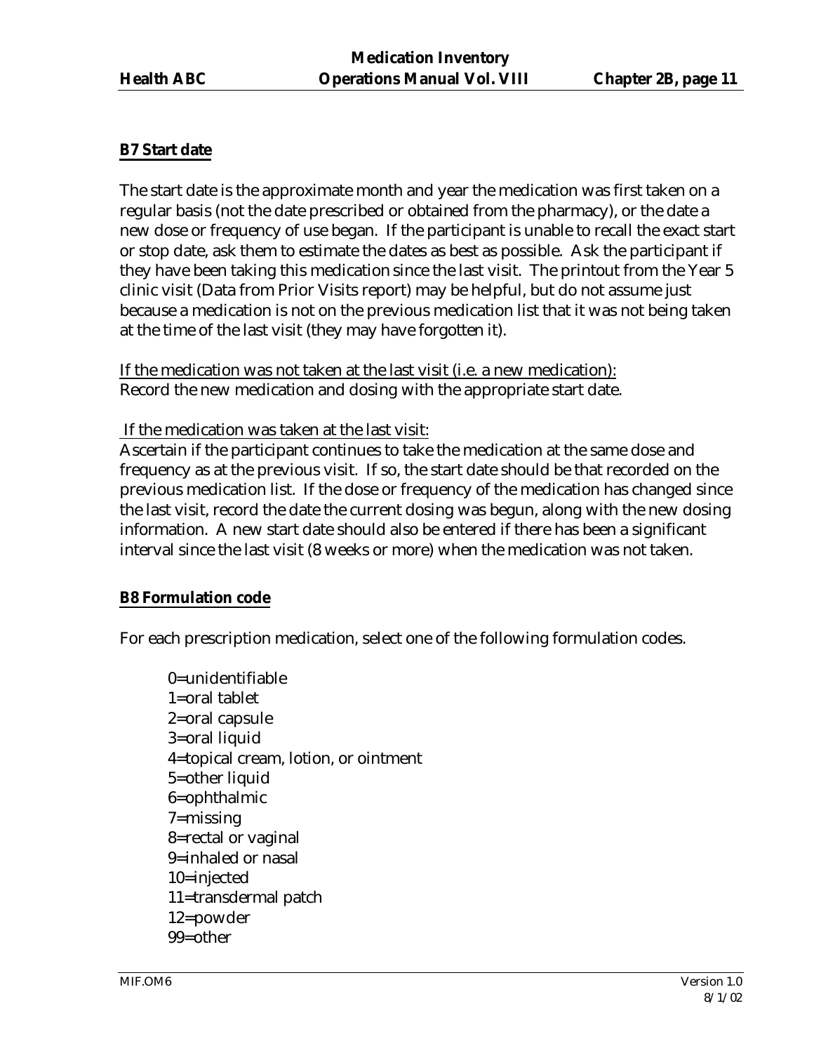**B7 Start date**

The start date is the approximate month and year the medication was first taken on a regular basis (not the date prescribed or obtained from the pharmacy), or the date a new dose or frequency of use began. If the participant is unable to recall the exact start or stop date, ask them to estimate the dates as best as possible. Ask the participant if they have been taking this medication since the last visit. The printout from the Year 5 clinic visit (Data from Prior Visits report) may be helpful, but do not assume just because a medication is not on the previous medication list that it was not being taken at the time of the last visit (they may have forgotten it).

If the medication was not taken at the last visit (i.e. a new medication):
Record the new medication and dosing with the appropriate start date.

If the medication was taken at the last visit:
Ascertain if the participant continues to take the medication at the same dose and frequency as at the previous visit. If so, the start date should be that recorded on the previous medication list. If the dose or frequency of the medication has changed since the last visit, record the date the current dosing was begun, along with the new dosing information. A new start date should also be entered if there has been a significant interval since the last visit (8 weeks or more) when the medication was not taken.

**B8 Formulation code**

For each prescription medication, select one of the following formulation codes.

0=unidentifiable
1=oral tablet
2=oral capsule
3=oral liquid
4=topical cream, lotion, or ointment
5=other liquid
6=ophthalmic
7=missing
8=rectal or vaginal
9=inhaled or nasal
10=injected
11=transdermal patch
12=powder
99=other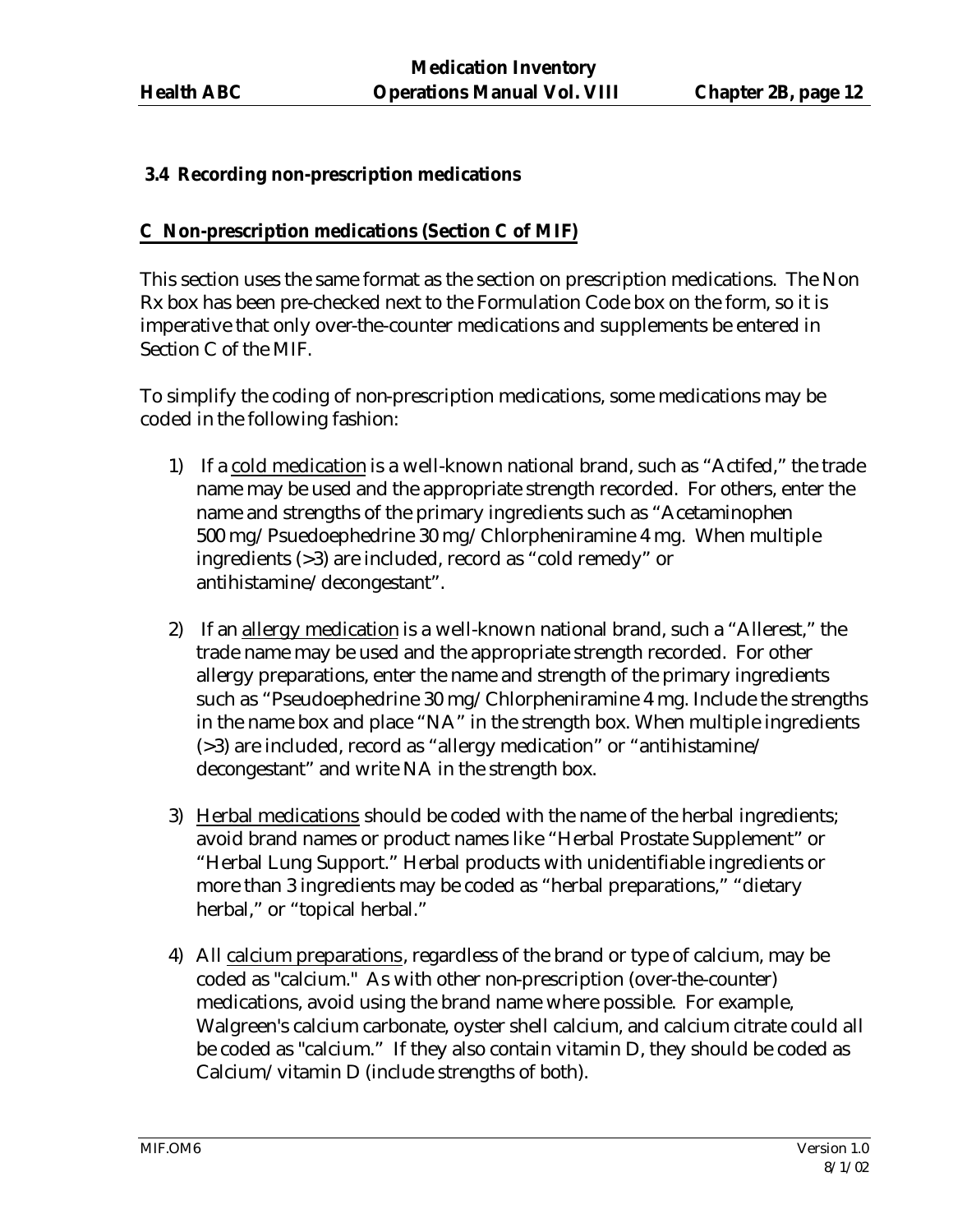### 3.4 Recording non-prescription medications

**C Non-prescription medications (Section C of MIF)**

This section uses the same format as the section on prescription medications. The Non Rx box has been pre-checked next to the Formulation Code box on the form, so it is imperative that only over-the-counter medications and supplements be entered in Section C of the MIF.

To simplify the coding of non-prescription medications, some medications may be coded in the following fashion:

1) If a cold medication is a well-known national brand, such as "Actifed," the trade name may be used and the appropriate strength recorded. For others, enter the name and strengths of the primary ingredients such as "Acetaminophen 500 mg/ Psuedoephedrine 30 mg/ Chlorpheniramine 4 mg. When multiple ingredients (>3) are included, record as "cold remedy" or antihistamine/ decongestant".

2) If an allergy medication is a well-known national brand, such a "Allerest," the trade name may be used and the appropriate strength recorded. For other allergy preparations, enter the name and strength of the primary ingredients such as "Pseudoephedrine 30 mg/ Chlorpheniramine 4 mg. Include the strengths in the name box and place "NA" in the strength box. When multiple ingredients (>3) are included, record as "allergy medication" or "antihistamine/ decongestant" and write NA in the strength box.

3) Herbal medications should be coded with the name of the herbal ingredients; avoid brand names or product names like "Herbal Prostate Supplement" or "Herbal Lung Support." Herbal products with unidentifiable ingredients or more than 3 ingredients may be coded as "herbal preparations," "dietary herbal," or "topical herbal."

4) All calcium preparations, regardless of the brand or type of calcium, may be coded as "calcium." As with other non-prescription (over-the-counter) medications, avoid using the brand name where possible. For example, Walgreen's calcium carbonate, oyster shell calcium, and calcium citrate could all be coded as "calcium." If they also contain vitamin D, they should be coded as Calcium/ vitamin D (include strengths of both).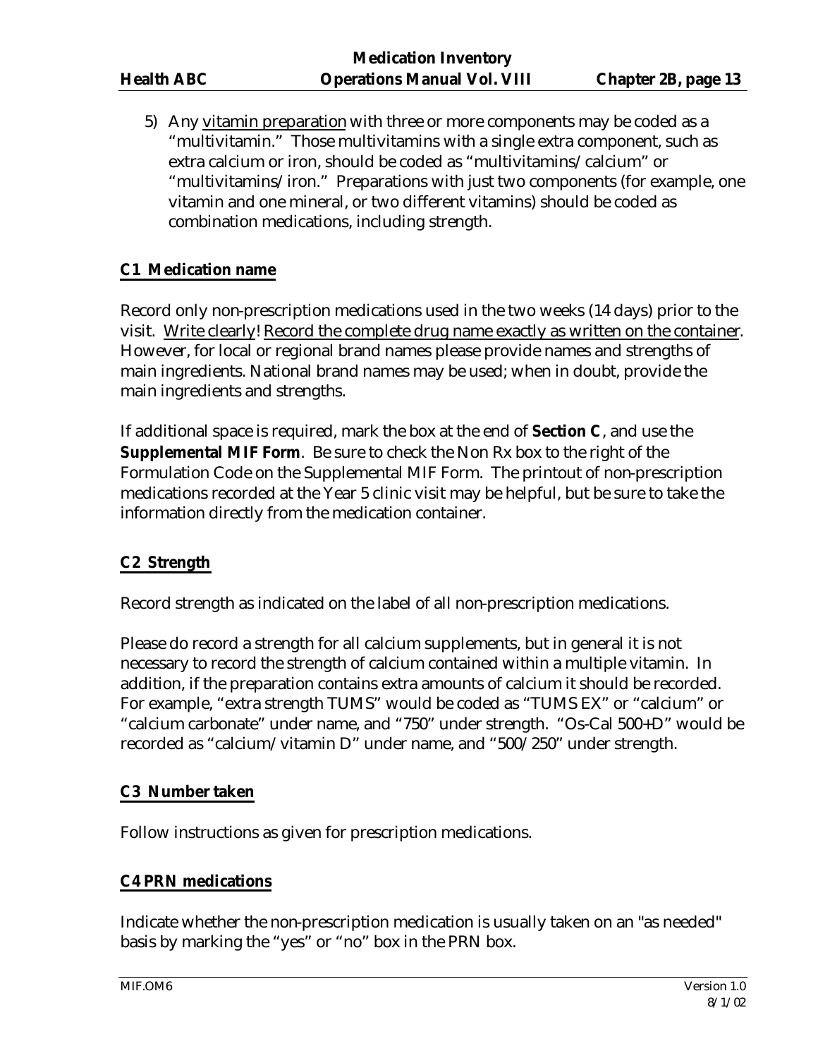5) Any vitamin preparation with three or more components may be coded as a "multivitamin." Those multivitamins with a single extra component, such as extra calcium or iron, should be coded as "multivitamins/calcium" or "multivitamins/iron." Preparations with just two components (for example, one vitamin and one mineral, or two different vitamins) should be coded as combination medications, including strength.

### C1 Medication name

Record only non-prescription medications used in the two weeks (14 days) prior to the visit. Write clearly! Record the complete drug name exactly as written on the container. However, for local or regional brand names please provide names and strengths of main ingredients. National brand names may be used; when in doubt, provide the main ingredients and strengths.

If additional space is required, mark the box at the end of **Section C**, and use the **Supplemental MIF Form**. Be sure to check the Non Rx box to the right of the Formulation Code on the Supplemental MIF Form. The printout of non-prescription medications recorded at the Year 5 clinic visit may be helpful, but be sure to take the information directly from the medication container.

### C2 Strength

Record strength as indicated on the label of all non-prescription medications.

Please do record a strength for all calcium supplements, but in general it is not necessary to record the strength of calcium contained within a multiple vitamin. In addition, if the preparation contains extra amounts of calcium it should be recorded. For example, "extra strength TUMS" would be coded as "TUMS EX" or "calcium" or "calcium carbonate" under name, and "750" under strength. "Os-Cal 500+D" would be recorded as "calcium/vitamin D" under name, and "500/250" under strength.

### C3 Number taken

Follow instructions as given for prescription medications.

### C4 PRN medications

Indicate whether the non-prescription medication is usually taken on an "as needed" basis by marking the "yes" or "no" box in the PRN box.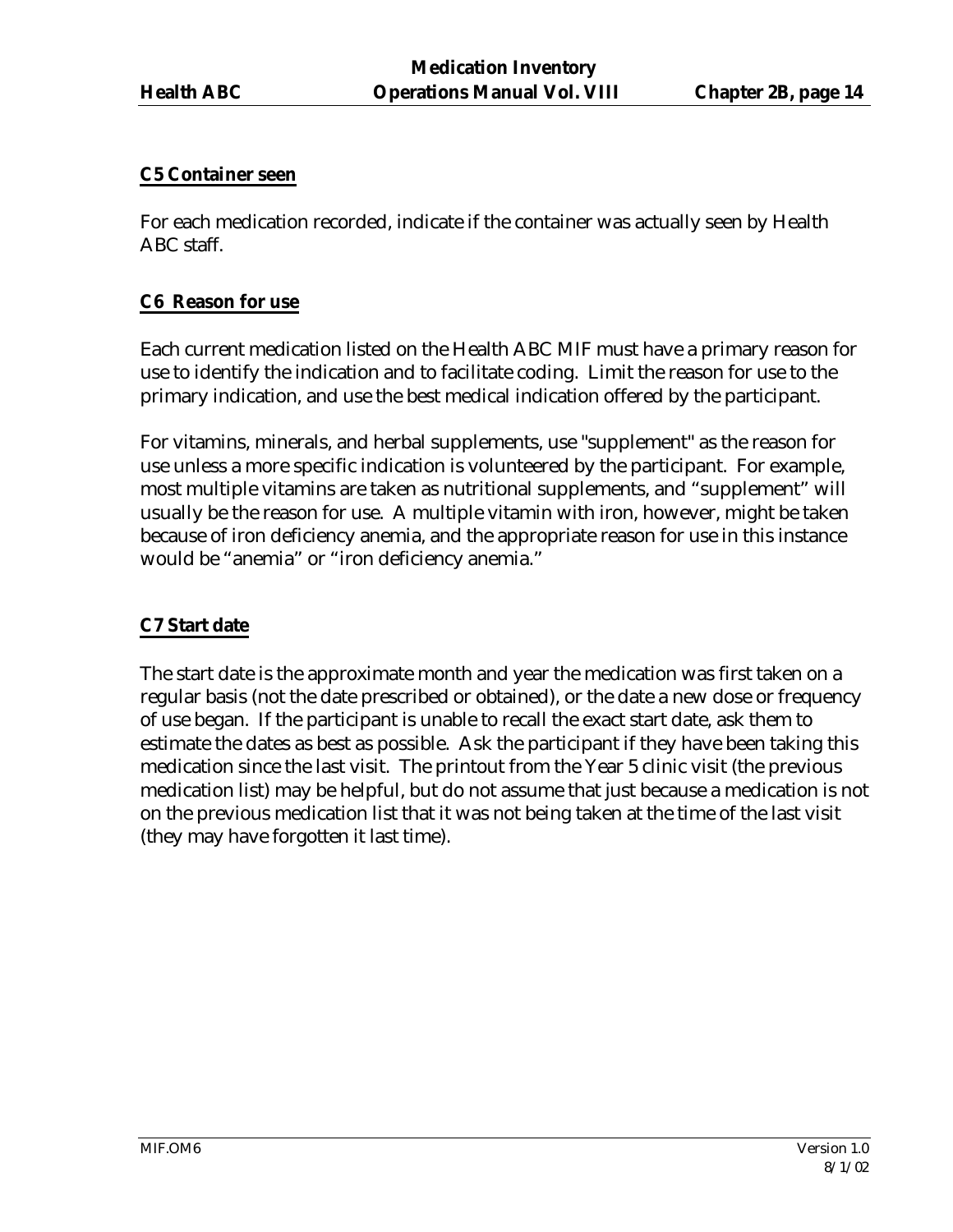### C5 Container seen

For each medication recorded, indicate if the container was actually seen by Health ABC staff.

### C6 Reason for use

Each current medication listed on the Health ABC MIF must have a primary reason for use to identify the indication and to facilitate coding. Limit the reason for use to the primary indication, and use the best medical indication offered by the participant.

For vitamins, minerals, and herbal supplements, use "supplement" as the reason for use unless a more specific indication is volunteered by the participant. For example, most multiple vitamins are taken as nutritional supplements, and "supplement" will usually be the reason for use. A multiple vitamin with iron, however, might be taken because of iron deficiency anemia, and the appropriate reason for use in this instance would be "anemia" or "iron deficiency anemia."

### C7 Start date

The start date is the approximate month and year the medication was first taken on a regular basis (not the date prescribed or obtained), or the date a new dose or frequency of use began. If the participant is unable to recall the exact start date, ask them to estimate the dates as best as possible. Ask the participant if they have been taking this medication since the last visit. The printout from the Year 5 clinic visit (the previous medication list) may be helpful, but do not assume that just because a medication is not on the previous medication list that it was not being taken at the time of the last visit (they may have forgotten it last time).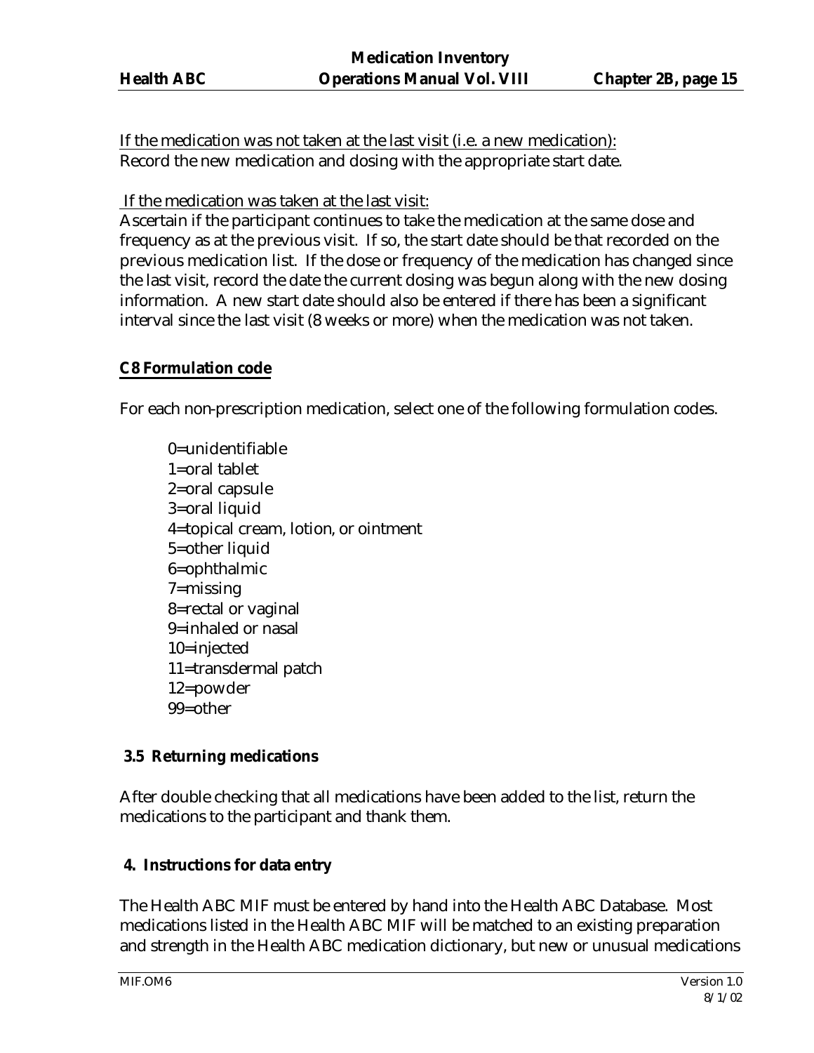If the medication was not taken at the last visit (i.e. a new medication):
Record the new medication and dosing with the appropriate start date.

If the medication was taken at the last visit:
Ascertain if the participant continues to take the medication at the same dose and frequency as at the previous visit. If so, the start date should be that recorded on the previous medication list. If the dose or frequency of the medication has changed since the last visit, record the date the current dosing was begun along with the new dosing information. A new start date should also be entered if there has been a significant interval since the last visit (8 weeks or more) when the medication was not taken.

**C8 Formulation code**

For each non-prescription medication, select one of the following formulation codes.

0=unidentifiable
1=oral tablet
2=oral capsule
3=oral liquid
4=topical cream, lotion, or ointment
5=other liquid
6=ophthalmic
7=missing
8=rectal or vaginal
9=inhaled or nasal
10=injected
11=transdermal patch
12=powder
99=other

### 3.5 Returning medications

After double checking that all medications have been added to the list, return the medications to the participant and thank them.

## 4. Instructions for data entry

The Health ABC MIF must be entered by hand into the Health ABC Database. Most medications listed in the Health ABC MIF will be matched to an existing preparation and strength in the Health ABC medication dictionary, but new or unusual medications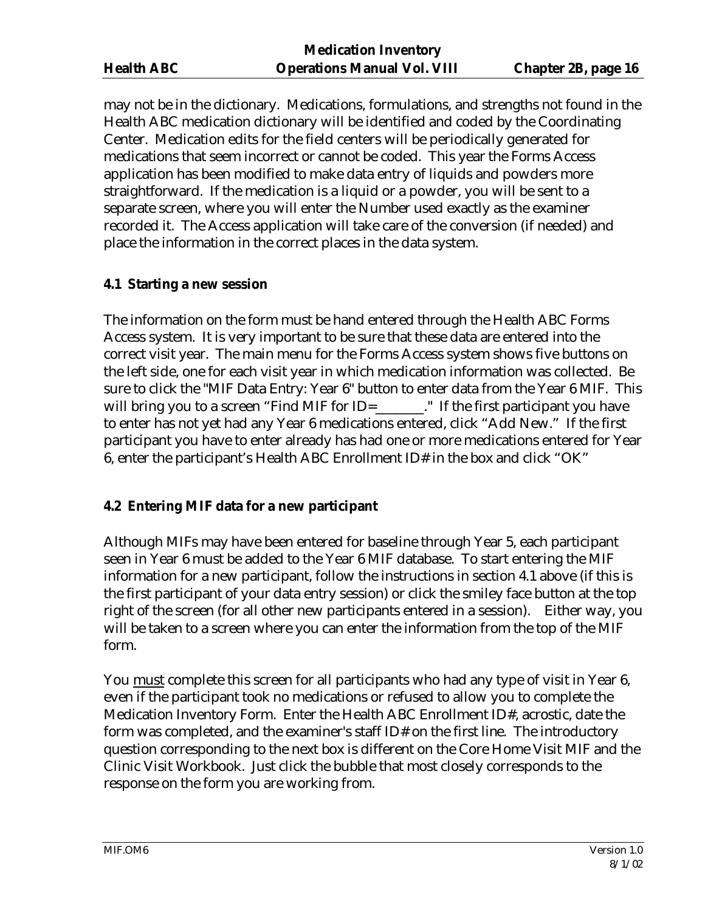may not be in the dictionary. Medications, formulations, and strengths not found in the Health ABC medication dictionary will be identified and coded by the Coordinating Center. Medication edits for the field centers will be periodically generated for medications that seem incorrect or cannot be coded. This year the Forms Access application has been modified to make data entry of liquids and powders more straightforward. If the medication is a liquid or a powder, you will be sent to a separate screen, where you will enter the Number used exactly as the examiner recorded it. The Access application will take care of the conversion (if needed) and place the information in the correct places in the data system.

### 4.1 Starting a new session

The information on the form must be hand entered through the Health ABC Forms Access system. It is very important to be sure that these data are entered into the correct visit year. The main menu for the Forms Access system shows five buttons on the left side, one for each visit year in which medication information was collected. Be sure to click the "MIF Data Entry: Year 6" button to enter data from the Year 6 MIF. This will bring you to a screen "Find MIF for ID=_______." If the first participant you have to enter has not yet had any Year 6 medications entered, click "Add New." If the first participant you have to enter already has had one or more medications entered for Year 6, enter the participant's Health ABC Enrollment ID# in the box and click "OK"

### 4.2 Entering MIF data for a new participant

Although MIFs may have been entered for baseline through Year 5, each participant seen in Year 6 must be added to the Year 6 MIF database. To start entering the MIF information for a new participant, follow the instructions in section 4.1 above (if this is the first participant of your data entry session) or click the smiley face button at the top right of the screen (for all other new participants entered in a session). Either way, you will be taken to a screen where you can enter the information from the top of the MIF form.

You <u>must</u> complete this screen for all participants who had any type of visit in Year 6, even if the participant took no medications or refused to allow you to complete the Medication Inventory Form. Enter the Health ABC Enrollment ID#, acrostic, date the form was completed, and the examiner's staff ID# on the first line. The introductory question corresponding to the next box is different on the Core Home Visit MIF and the Clinic Visit Workbook. Just click the bubble that most closely corresponds to the response on the form you are working from.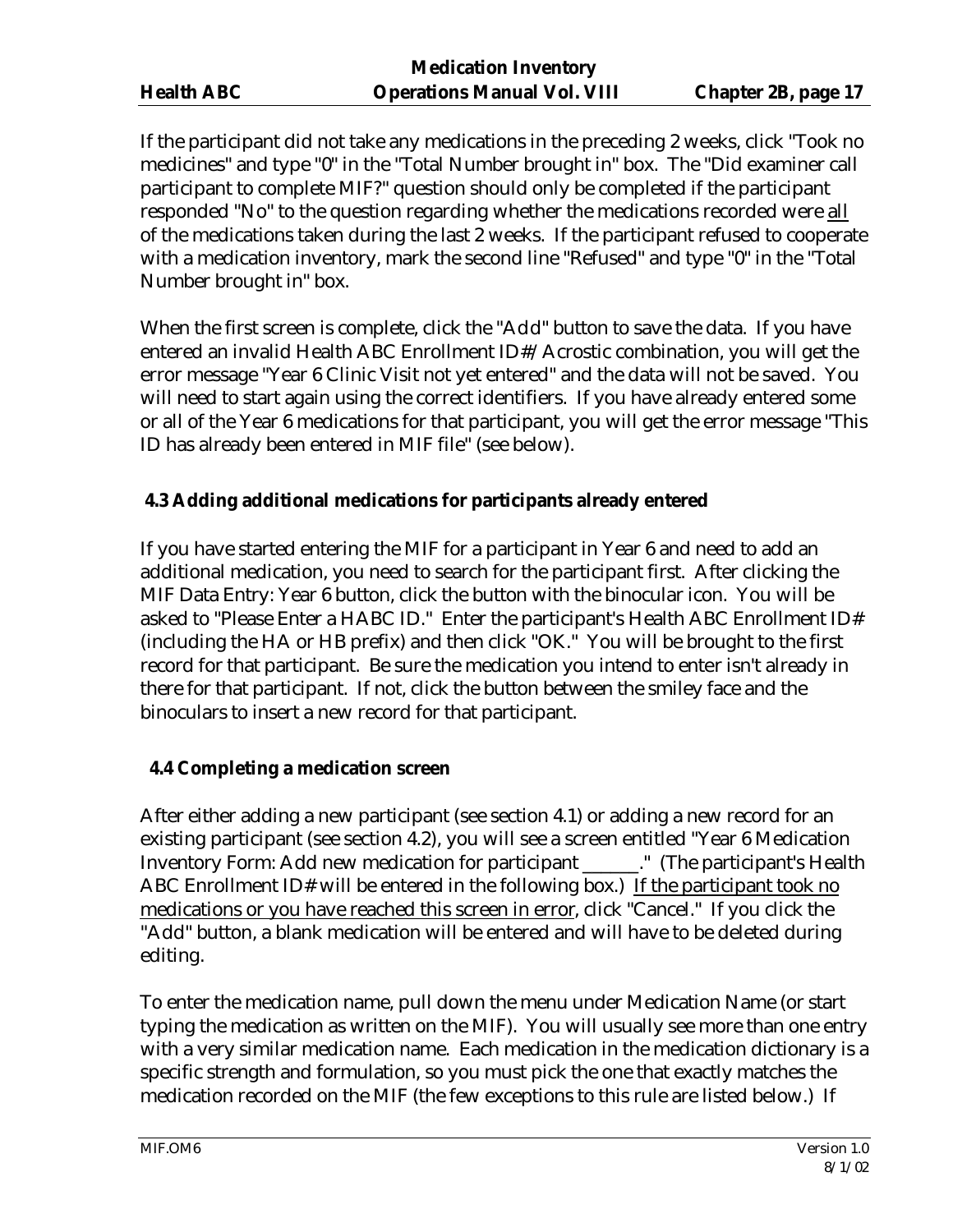If the participant did not take any medications in the preceding 2 weeks, click "Took no medicines" and type "0" in the "Total Number brought in" box. The "Did examiner call participant to complete MIF?" question should only be completed if the participant responded "No" to the question regarding whether the medications recorded were <u>all</u> of the medications taken during the last 2 weeks. If the participant refused to cooperate with a medication inventory, mark the second line "Refused" and type "0" in the "Total Number brought in" box.

When the first screen is complete, click the "Add" button to save the data. If you have entered an invalid Health ABC Enrollment ID#/Acrostic combination, you will get the error message "Year 6 Clinic Visit not yet entered" and the data will not be saved. You will need to start again using the correct identifiers. If you have already entered some or all of the Year 6 medications for that participant, you will get the error message "This ID has already been entered in MIF file" (see below).

### 4.3 Adding additional medications for participants already entered

If you have started entering the MIF for a participant in Year 6 and need to add an additional medication, you need to search for the participant first. After clicking the MIF Data Entry: Year 6 button, click the button with the binocular icon. You will be asked to "Please Enter a HABC ID." Enter the participant's Health ABC Enrollment ID# (including the HA or HB prefix) and then click "OK." You will be brought to the first record for that participant. Be sure the medication you intend to enter isn't already in there for that participant. If not, click the button between the smiley face and the binoculars to insert a new record for that participant.

### 4.4 Completing a medication screen

After either adding a new participant (see section 4.1) or adding a new record for an existing participant (see section 4.2), you will see a screen entitled "Year 6 Medication Inventory Form: Add new medication for participant ______." (The participant's Health ABC Enrollment ID# will be entered in the following box.) <u>If the participant took no medications or you have reached this screen in error</u>, click "Cancel." If you click the "Add" button, a blank medication will be entered and will have to be deleted during editing.

To enter the medication name, pull down the menu under Medication Name (or start typing the medication as written on the MIF). You will usually see more than one entry with a very similar medication name. Each medication in the medication dictionary is a specific strength and formulation, so you must pick the one that exactly matches the medication recorded on the MIF (the few exceptions to this rule are listed below.) If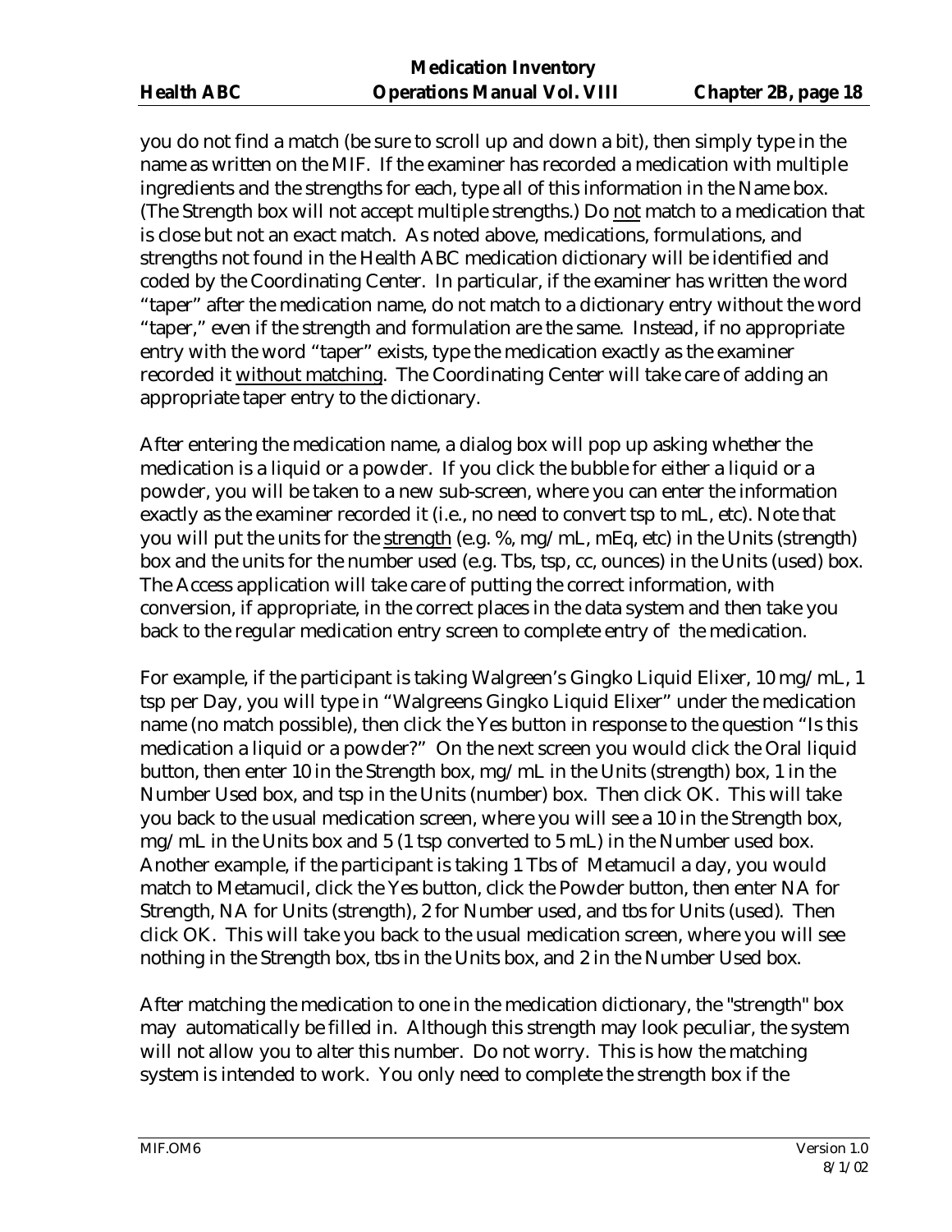you do not find a match (be sure to scroll up and down a bit), then simply type in the name as written on the MIF. If the examiner has recorded a medication with multiple ingredients and the strengths for each, type all of this information in the Name box. (The Strength box will not accept multiple strengths.) Do not match to a medication that is close but not an exact match. As noted above, medications, formulations, and strengths not found in the Health ABC medication dictionary will be identified and coded by the Coordinating Center. In particular, if the examiner has written the word "taper" after the medication name, do not match to a dictionary entry without the word "taper," even if the strength and formulation are the same. Instead, if no appropriate entry with the word "taper" exists, type the medication exactly as the examiner recorded it without matching. The Coordinating Center will take care of adding an appropriate taper entry to the dictionary.

After entering the medication name, a dialog box will pop up asking whether the medication is a liquid or a powder. If you click the bubble for either a liquid or a powder, you will be taken to a new sub-screen, where you can enter the information exactly as the examiner recorded it (i.e., no need to convert tsp to mL, etc). Note that you will put the units for the strength (e.g. %, mg/mL, mEq, etc) in the Units (strength) box and the units for the number used (e.g. Tbs, tsp, cc, ounces) in the Units (used) box. The Access application will take care of putting the correct information, with conversion, if appropriate, in the correct places in the data system and then take you back to the regular medication entry screen to complete entry of the medication.

For example, if the participant is taking Walgreen's Gingko Liquid Elixer, 10 mg/mL, 1 tsp per Day, you will type in "Walgreens Gingko Liquid Elixer" under the medication name (no match possible), then click the Yes button in response to the question "Is this medication a liquid or a powder?" On the next screen you would click the Oral liquid button, then enter 10 in the Strength box, mg/mL in the Units (strength) box, 1 in the Number Used box, and tsp in the Units (number) box. Then click OK. This will take you back to the usual medication screen, where you will see a 10 in the Strength box, mg/mL in the Units box and 5 (1 tsp converted to 5 mL) in the Number used box. Another example, if the participant is taking 1 Tbs of Metamucil a day, you would match to Metamucil, click the Yes button, click the Powder button, then enter NA for Strength, NA for Units (strength), 2 for Number used, and tbs for Units (used). Then click OK. This will take you back to the usual medication screen, where you will see nothing in the Strength box, tbs in the Units box, and 2 in the Number Used box.

After matching the medication to one in the medication dictionary, the "strength" box may automatically be filled in. Although this strength may look peculiar, the system will not allow you to alter this number. Do not worry. This is how the matching system is intended to work. You only need to complete the strength box if the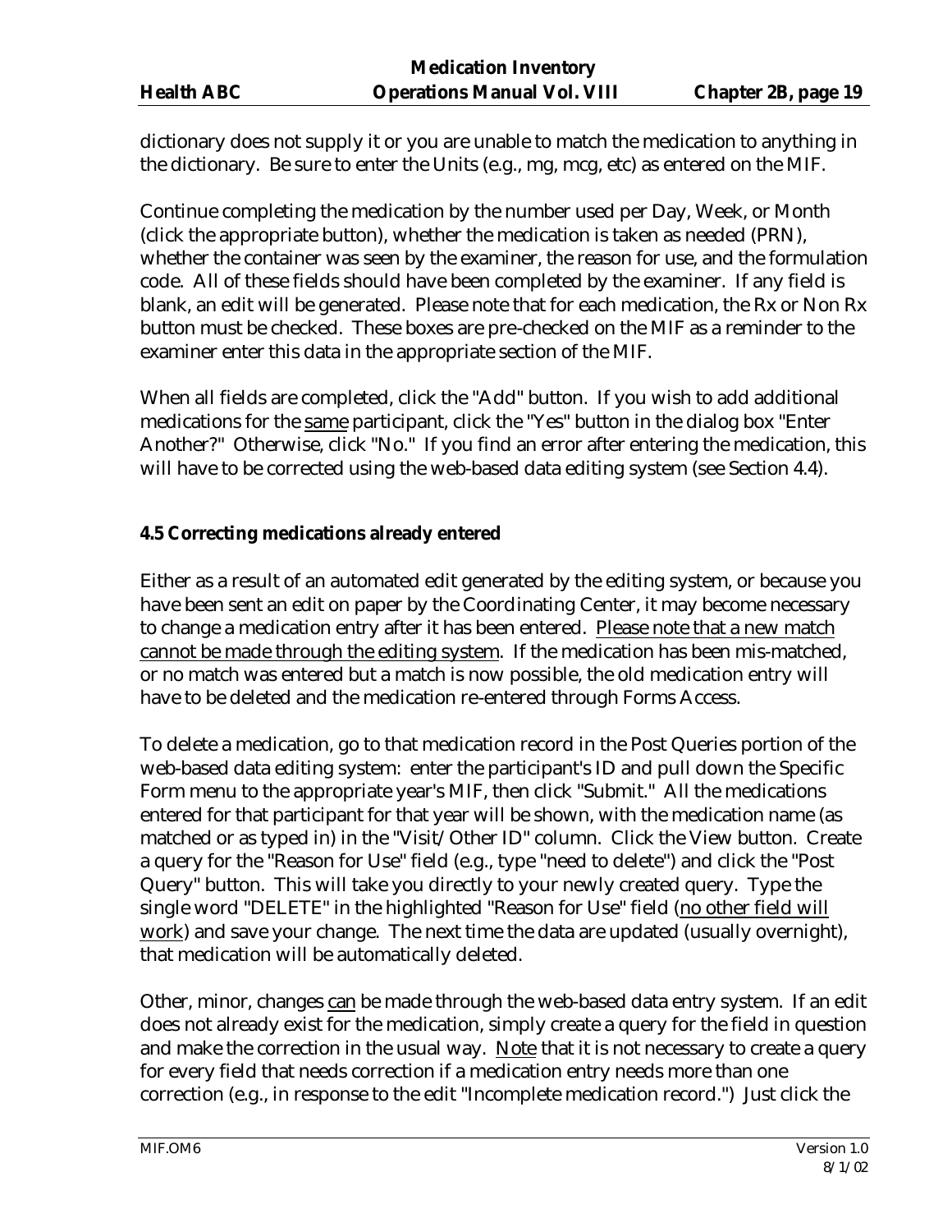dictionary does not supply it or you are unable to match the medication to anything in the dictionary. Be sure to enter the Units (e.g., mg, mcg, etc) as entered on the MIF.

Continue completing the medication by the number used per Day, Week, or Month (click the appropriate button), whether the medication is taken as needed (PRN), whether the container was seen by the examiner, the reason for use, and the formulation code. All of these fields should have been completed by the examiner. If any field is blank, an edit will be generated. Please note that for each medication, the Rx or Non Rx button must be checked. These boxes are pre-checked on the MIF as a reminder to the examiner enter this data in the appropriate section of the MIF.

When all fields are completed, click the "Add" button. If you wish to add additional medications for the same participant, click the "Yes" button in the dialog box "Enter Another?" Otherwise, click "No." If you find an error after entering the medication, this will have to be corrected using the web-based data editing system (see Section 4.4).

**4.5 Correcting medications already entered**

Either as a result of an automated edit generated by the editing system, or because you have been sent an edit on paper by the Coordinating Center, it may become necessary to change a medication entry after it has been entered. Please note that a new match cannot be made through the editing system. If the medication has been mis-matched, or no match was entered but a match is now possible, the old medication entry will have to be deleted and the medication re-entered through Forms Access.

To delete a medication, go to that medication record in the Post Queries portion of the web-based data editing system: enter the participant's ID and pull down the Specific Form menu to the appropriate year's MIF, then click "Submit." All the medications entered for that participant for that year will be shown, with the medication name (as matched or as typed in) in the "Visit/Other ID" column. Click the View button. Create a query for the "Reason for Use" field (e.g., type "need to delete") and click the "Post Query" button. This will take you directly to your newly created query. Type the single word "DELETE" in the highlighted "Reason for Use" field (no other field will work) and save your change. The next time the data are updated (usually overnight), that medication will be automatically deleted.

Other, minor, changes can be made through the web-based data entry system. If an edit does not already exist for the medication, simply create a query for the field in question and make the correction in the usual way. Note that it is not necessary to create a query for every field that needs correction if a medication entry needs more than one correction (e.g., in response to the edit "Incomplete medication record.") Just click the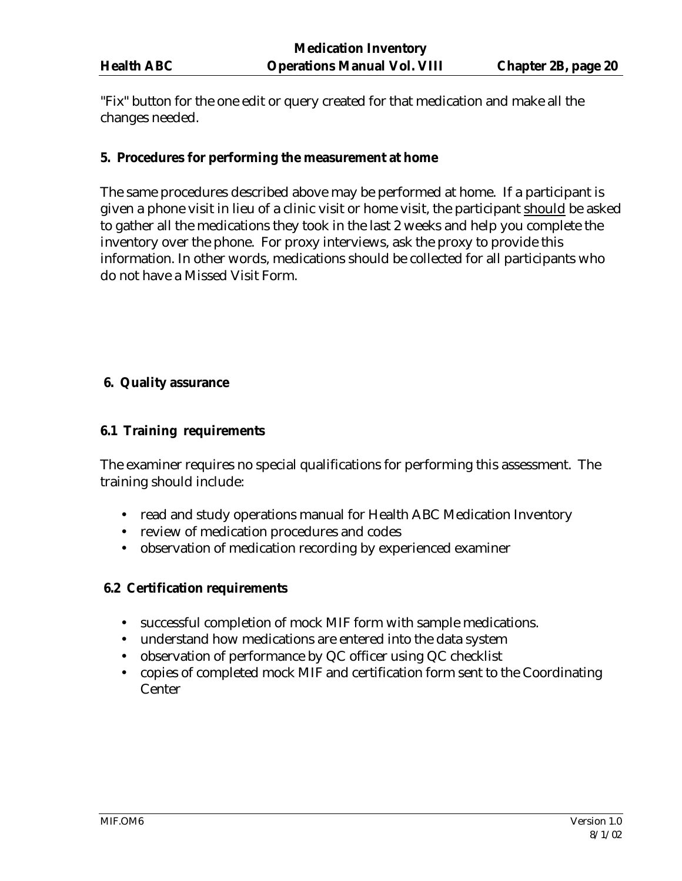"Fix" button for the one edit or query created for that medication and make all the changes needed.

## 5. Procedures for performing the measurement at home

The same procedures described above may be performed at home. If a participant is given a phone visit in lieu of a clinic visit or home visit, the participant <u>should</u> be asked to gather all the medications they took in the last 2 weeks and help you complete the inventory over the phone. For proxy interviews, ask the proxy to provide this information. In other words, medications should be collected for all participants who do not have a Missed Visit Form.

## 6. Quality assurance

### 6.1 Training requirements

The examiner requires no special qualifications for performing this assessment. The training should include:

- read and study operations manual for Health ABC Medication Inventory
- review of medication procedures and codes
- observation of medication recording by experienced examiner

### 6.2 Certification requirements

- successful completion of mock MIF form with sample medications.
- understand how medications are entered into the data system
- observation of performance by QC officer using QC checklist
- copies of completed mock MIF and certification form sent to the Coordinating Center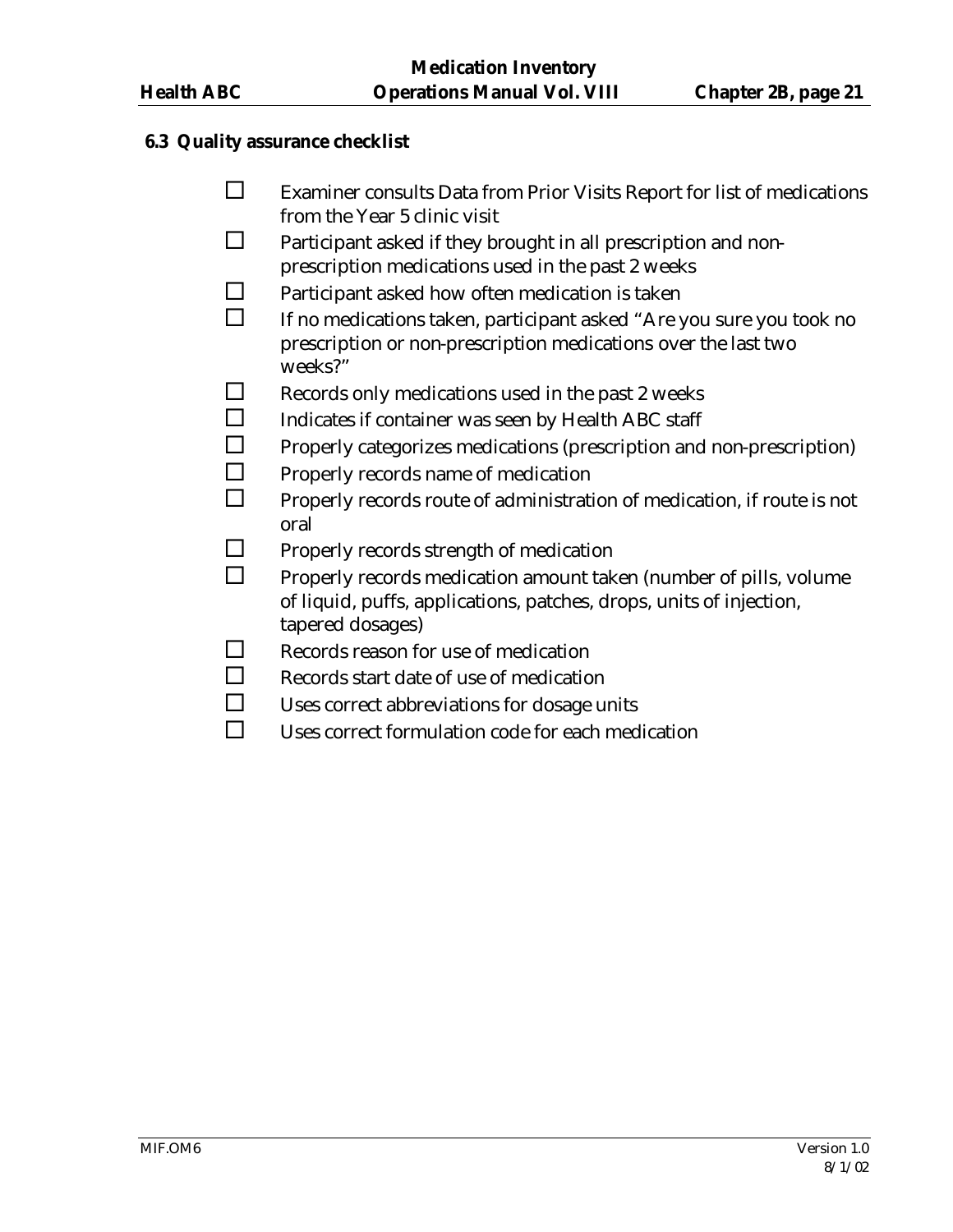### 6.3 Quality assurance checklist

- ☐ Examiner consults Data from Prior Visits Report for list of medications from the Year 5 clinic visit
- ☐ Participant asked if they brought in all prescription and non-prescription medications used in the past 2 weeks
- ☐ Participant asked how often medication is taken
- ☐ If no medications taken, participant asked "Are you sure you took no prescription or non-prescription medications over the last two weeks?"
- ☐ Records only medications used in the past 2 weeks
- ☐ Indicates if container was seen by Health ABC staff
- ☐ Properly categorizes medications (prescription and non-prescription)
- ☐ Properly records name of medication
- ☐ Properly records route of administration of medication, if route is not oral
- ☐ Properly records strength of medication
- ☐ Properly records medication amount taken (number of pills, volume of liquid, puffs, applications, patches, drops, units of injection, tapered dosages)
- ☐ Records reason for use of medication
- ☐ Records start date of use of medication
- ☐ Uses correct abbreviations for dosage units
- ☐ Uses correct formulation code for each medication